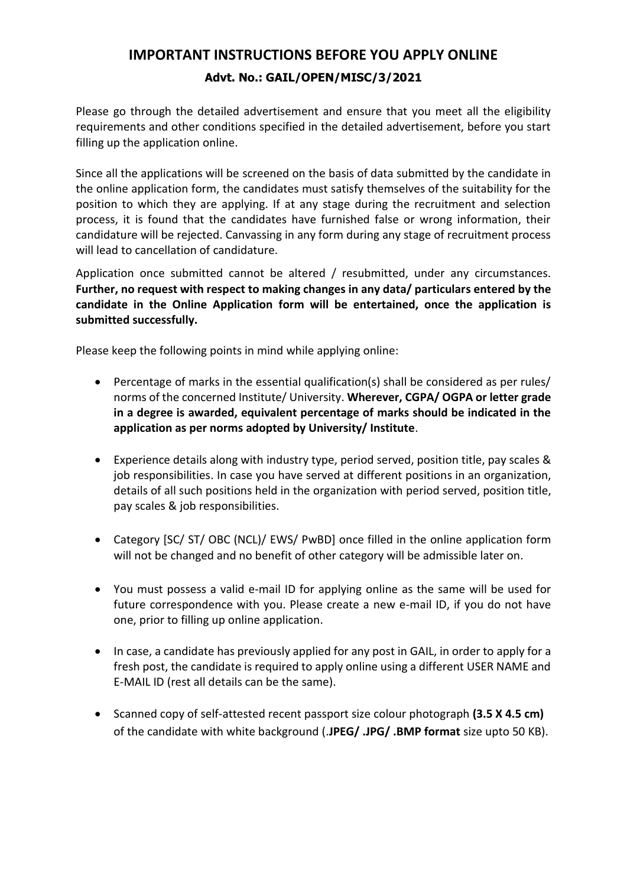# IMPORTANT INSTRUCTIONS BEFORE YOU APPLY ONLINE

## Advt. No.: GAIL/OPEN/MISC/3/2021

Please go through the detailed advertisement and ensure that you meet all the eligibility requirements and other conditions specified in the detailed advertisement, before you start filling up the application online.

Since all the applications will be screened on the basis of data submitted by the candidate in the online application form, the candidates must satisfy themselves of the suitability for the position to which they are applying. If at any stage during the recruitment and selection process, it is found that the candidates have furnished false or wrong information, their candidature will be rejected. Canvassing in any form during any stage of recruitment process will lead to cancellation of candidature.

Application once submitted cannot be altered / resubmitted, under any circumstances. **Further, no request with respect to making changes in any data/ particulars entered by the candidate in the Online Application form will be entertained, once the application is submitted successfully.**

Please keep the following points in mind while applying online:

- Percentage of marks in the essential qualification(s) shall be considered as per rules/ norms of the concerned Institute/ University. **Wherever, CGPA/ OGPA or letter grade in a degree is awarded, equivalent percentage of marks should be indicated in the application as per norms adopted by University/ Institute**.

- Experience details along with industry type, period served, position title, pay scales & job responsibilities. In case you have served at different positions in an organization, details of all such positions held in the organization with period served, position title, pay scales & job responsibilities.

- Category [SC/ ST/ OBC (NCL)/ EWS/ PwBD] once filled in the online application form will not be changed and no benefit of other category will be admissible later on.

- You must possess a valid e-mail ID for applying online as the same will be used for future correspondence with you. Please create a new e-mail ID, if you do not have one, prior to filling up online application.

- In case, a candidate has previously applied for any post in GAIL, in order to apply for a fresh post, the candidate is required to apply online using a different USER NAME and E-MAIL ID (rest all details can be the same).

- Scanned copy of self-attested recent passport size colour photograph **(3.5 X 4.5 cm)** of the candidate with white background (**.JPEG/ .JPG/ .BMP format** size upto 50 KB).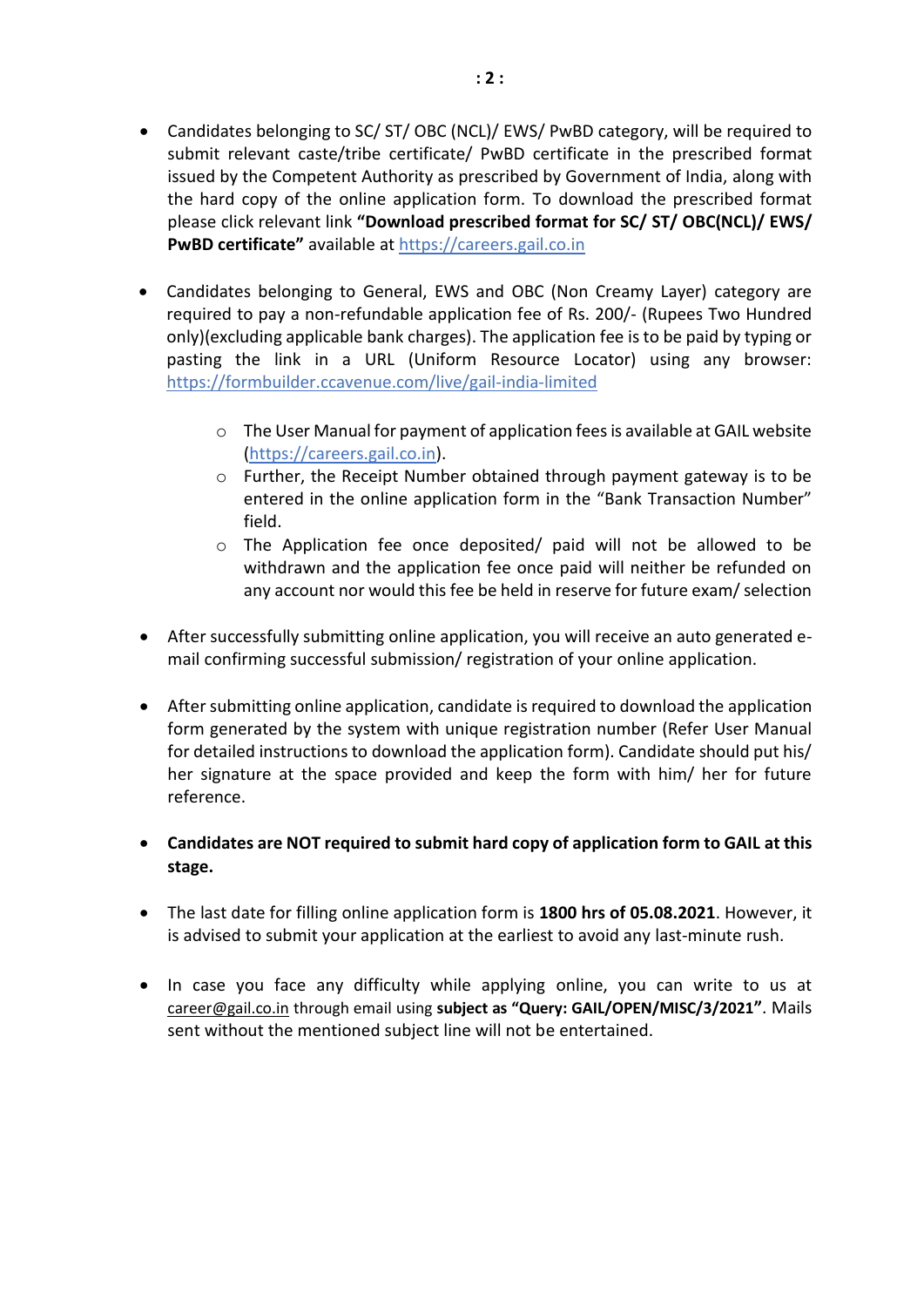- Candidates belonging to SC/ ST/ OBC (NCL)/ EWS/ PwBD category, will be required to submit relevant caste/tribe certificate/ PwBD certificate in the prescribed format issued by the Competent Authority as prescribed by Government of India, along with the hard copy of the online application form. To download the prescribed format please click relevant link **"Download prescribed format for SC/ ST/ OBC(NCL)/ EWS/ PwBD certificate"** available at https://careers.gail.co.in

- Candidates belonging to General, EWS and OBC (Non Creamy Layer) category are required to pay a non-refundable application fee of Rs. 200/- (Rupees Two Hundred only)(excluding applicable bank charges). The application fee is to be paid by typing or pasting the link in a URL (Uniform Resource Locator) using any browser: https://formbuilder.ccavenue.com/live/gail-india-limited

  - The User Manual for payment of application fees is available at GAIL website (https://careers.gail.co.in).
  - Further, the Receipt Number obtained through payment gateway is to be entered in the online application form in the "Bank Transaction Number" field.
  - The Application fee once deposited/ paid will not be allowed to be withdrawn and the application fee once paid will neither be refunded on any account nor would this fee be held in reserve for future exam/ selection

- After successfully submitting online application, you will receive an auto generated e-mail confirming successful submission/ registration of your online application.

- After submitting online application, candidate is required to download the application form generated by the system with unique registration number (Refer User Manual for detailed instructions to download the application form). Candidate should put his/ her signature at the space provided and keep the form with him/ her for future reference.

- **Candidates are NOT required to submit hard copy of application form to GAIL at this stage.**

- The last date for filling online application form is **1800 hrs of 05.08.2021**. However, it is advised to submit your application at the earliest to avoid any last-minute rush.

- In case you face any difficulty while applying online, you can write to us at career@gail.co.in through email using **subject as "Query: GAIL/OPEN/MISC/3/2021"**. Mails sent without the mentioned subject line will not be entertained.